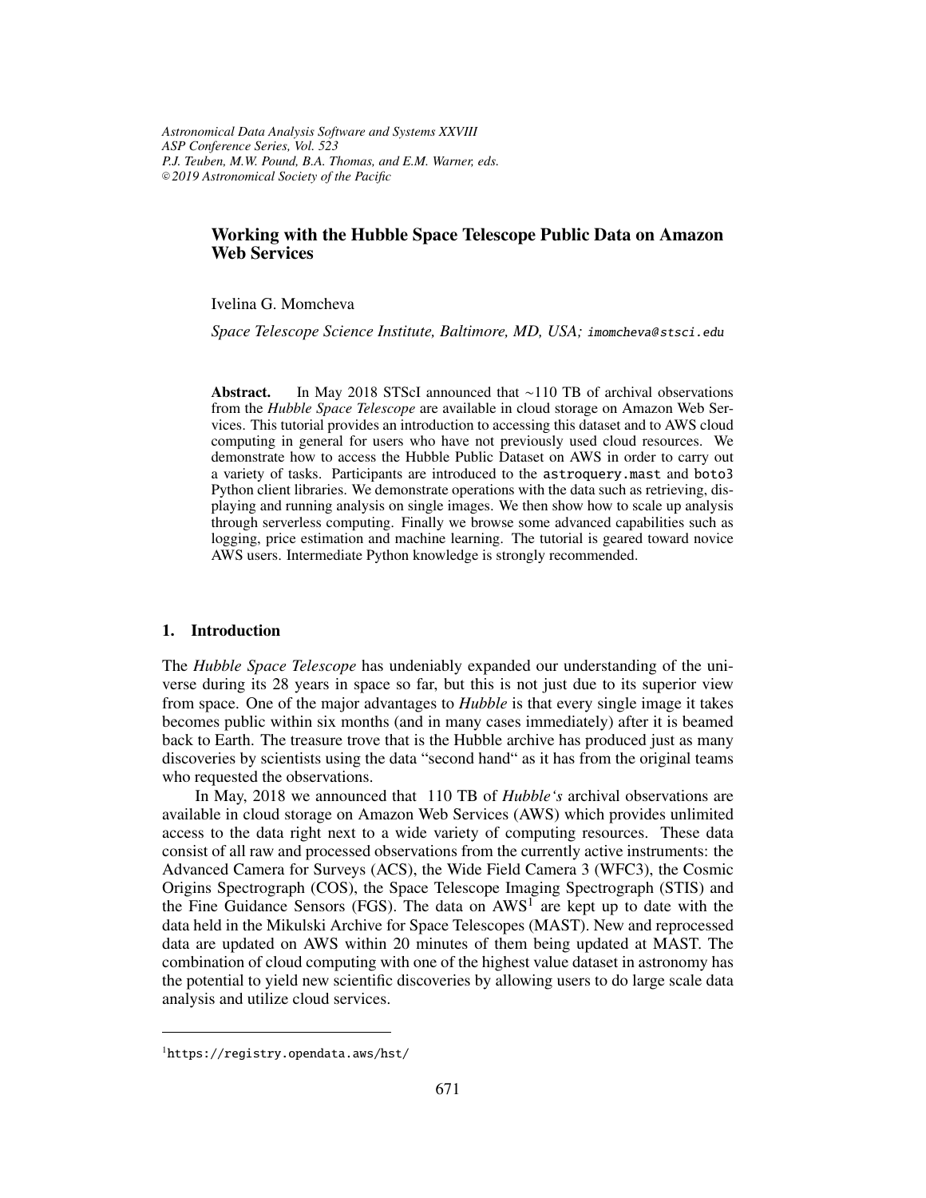*Astronomical Data Analysis Software and Systems XXVIII*
*ASP Conference Series, Vol. 523*
*P.J. Teuben, M.W. Pound, B.A. Thomas, and E.M. Warner, eds.*
*© 2019 Astronomical Society of the Pacific*

# Working with the Hubble Space Telescope Public Data on Amazon Web Services

Ivelina G. Momcheva

*Space Telescope Science Institute, Baltimore, MD, USA;* imomcheva@stsci.edu

**Abstract.** In May 2018 STScI announced that ~110 TB of archival observations from the *Hubble Space Telescope* are available in cloud storage on Amazon Web Services. This tutorial provides an introduction to accessing this dataset and to AWS cloud computing in general for users who have not previously used cloud resources. We demonstrate how to access the Hubble Public Dataset on AWS in order to carry out a variety of tasks. Participants are introduced to the `astroquery.mast` and `boto3` Python client libraries. We demonstrate operations with the data such as retrieving, displaying and running analysis on single images. We then show how to scale up analysis through serverless computing. Finally we browse some advanced capabilities such as logging, price estimation and machine learning. The tutorial is geared toward novice AWS users. Intermediate Python knowledge is strongly recommended.

## 1. Introduction

The *Hubble Space Telescope* has undeniably expanded our understanding of the universe during its 28 years in space so far, but this is not just due to its superior view from space. One of the major advantages to *Hubble* is that every single image it takes becomes public within six months (and in many cases immediately) after it is beamed back to Earth. The treasure trove that is the Hubble archive has produced just as many discoveries by scientists using the data "second hand" as it has from the original teams who requested the observations.

In May, 2018 we announced that 110 TB of *Hubble's* archival observations are available in cloud storage on Amazon Web Services (AWS) which provides unlimited access to the data right next to a wide variety of computing resources. These data consist of all raw and processed observations from the currently active instruments: the Advanced Camera for Surveys (ACS), the Wide Field Camera 3 (WFC3), the Cosmic Origins Spectrograph (COS), the Space Telescope Imaging Spectrograph (STIS) and the Fine Guidance Sensors (FGS). The data on AWS[1] are kept up to date with the data held in the Mikulski Archive for Space Telescopes (MAST). New and reprocessed data are updated on AWS within 20 minutes of them being updated at MAST. The combination of cloud computing with one of the highest value dataset in astronomy has the potential to yield new scientific discoveries by allowing users to do large scale data analysis and utilize cloud services.

[1] https://registry.opendata.aws/hst/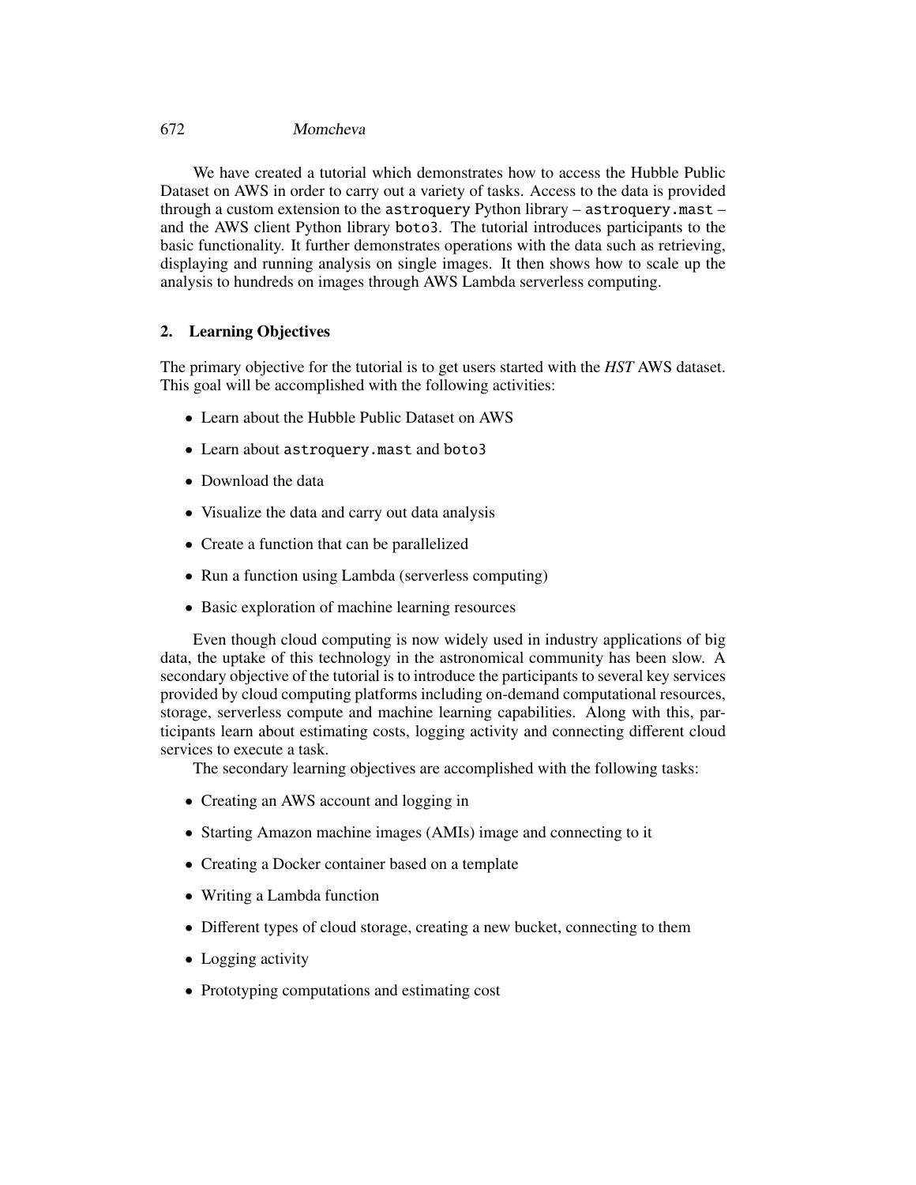We have created a tutorial which demonstrates how to access the Hubble Public Dataset on AWS in order to carry out a variety of tasks. Access to the data is provided through a custom extension to the `astroquery` Python library – `astroquery.mast` – and the AWS client Python library `boto3`. The tutorial introduces participants to the basic functionality. It further demonstrates operations with the data such as retrieving, displaying and running analysis on single images. It then shows how to scale up the analysis to hundreds on images through AWS Lambda serverless computing.

## 2. Learning Objectives

The primary objective for the tutorial is to get users started with the *HST* AWS dataset. This goal will be accomplished with the following activities:

- Learn about the Hubble Public Dataset on AWS
- Learn about `astroquery.mast` and `boto3`
- Download the data
- Visualize the data and carry out data analysis
- Create a function that can be parallelized
- Run a function using Lambda (serverless computing)
- Basic exploration of machine learning resources

Even though cloud computing is now widely used in industry applications of big data, the uptake of this technology in the astronomical community has been slow. A secondary objective of the tutorial is to introduce the participants to several key services provided by cloud computing platforms including on-demand computational resources, storage, serverless compute and machine learning capabilities. Along with this, participants learn about estimating costs, logging activity and connecting different cloud services to execute a task.

The secondary learning objectives are accomplished with the following tasks:

- Creating an AWS account and logging in
- Starting Amazon machine images (AMIs) image and connecting to it
- Creating a Docker container based on a template
- Writing a Lambda function
- Different types of cloud storage, creating a new bucket, connecting to them
- Logging activity
- Prototyping computations and estimating cost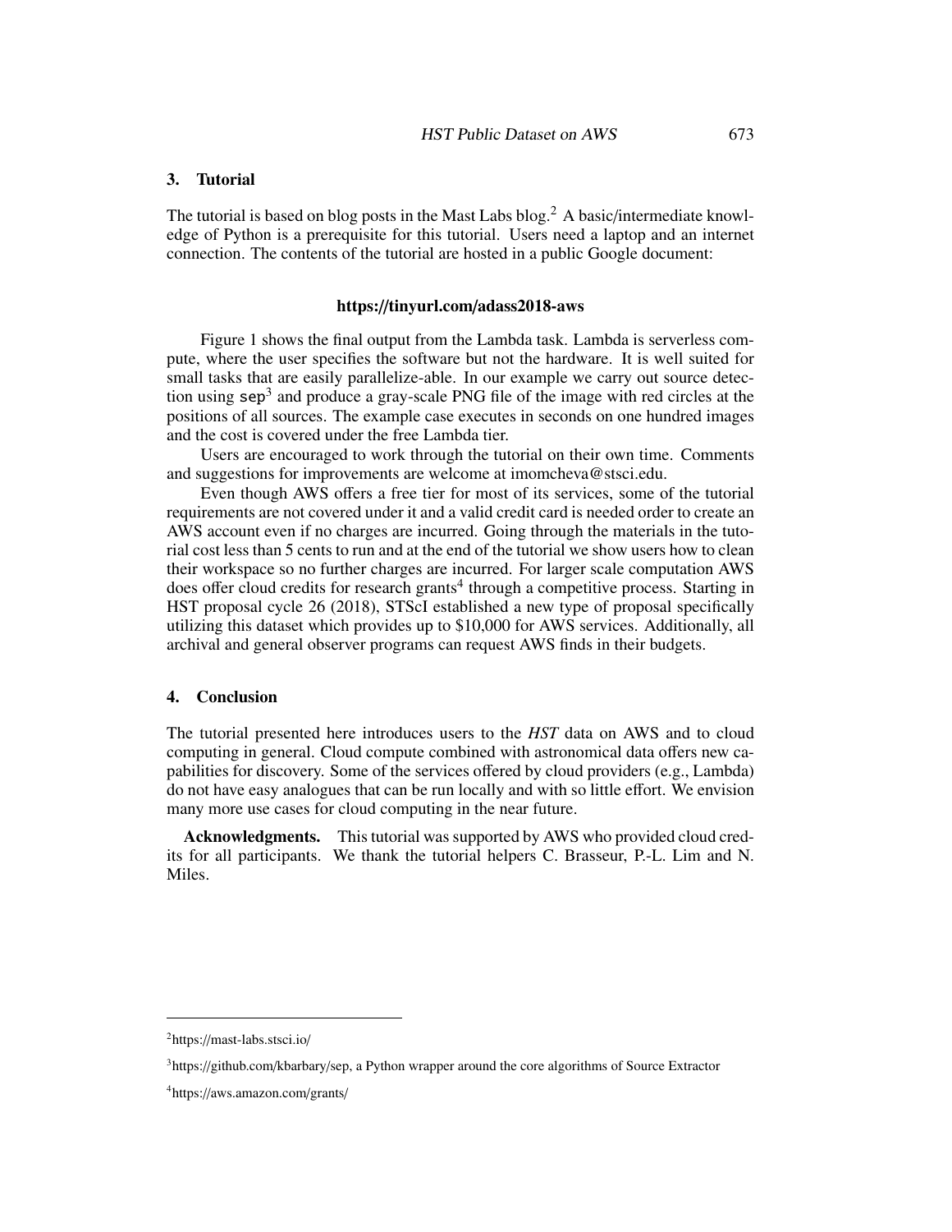## 3. Tutorial

The tutorial is based on blog posts in the Mast Labs blog.[2] A basic/intermediate knowledge of Python is a prerequisite for this tutorial. Users need a laptop and an internet connection. The contents of the tutorial are hosted in a public Google document:

**https://tinyurl.com/adass2018-aws**

Figure 1 shows the final output from the Lambda task. Lambda is serverless compute, where the user specifies the software but not the hardware. It is well suited for small tasks that are easily parallelize-able. In our example we carry out source detection using `sep`[3] and produce a gray-scale PNG file of the image with red circles at the positions of all sources. The example case executes in seconds on one hundred images and the cost is covered under the free Lambda tier.

Users are encouraged to work through the tutorial on their own time. Comments and suggestions for improvements are welcome at imomcheva@stsci.edu.

Even though AWS offers a free tier for most of its services, some of the tutorial requirements are not covered under it and a valid credit card is needed order to create an AWS account even if no charges are incurred. Going through the materials in the tutorial cost less than 5 cents to run and at the end of the tutorial we show users how to clean their workspace so no further charges are incurred. For larger scale computation AWS does offer cloud credits for research grants[4] through a competitive process. Starting in HST proposal cycle 26 (2018), STScI established a new type of proposal specifically utilizing this dataset which provides up to $10,000 for AWS services. Additionally, all archival and general observer programs can request AWS finds in their budgets.

## 4. Conclusion

The tutorial presented here introduces users to the *HST* data on AWS and to cloud computing in general. Cloud compute combined with astronomical data offers new capabilities for discovery. Some of the services offered by cloud providers (e.g., Lambda) do not have easy analogues that can be run locally and with so little effort. We envision many more use cases for cloud computing in the near future.

**Acknowledgments.** This tutorial was supported by AWS who provided cloud credits for all participants. We thank the tutorial helpers C. Brasseur, P.-L. Lim and N. Miles.

---

[2] https://mast-labs.stsci.io/

[3] https://github.com/kbarbary/sep, a Python wrapper around the core algorithms of Source Extractor

[4] https://aws.amazon.com/grants/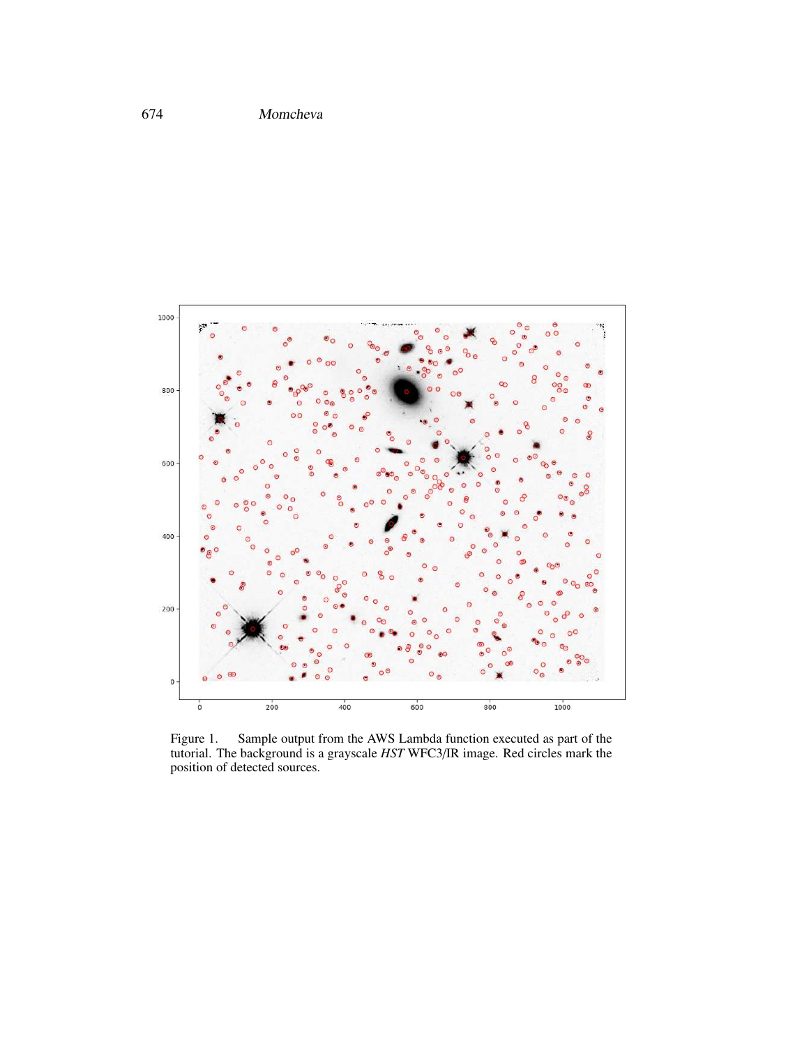0
200
400
600
800
1000

0
200
400
600
800
1000

Figure 1. Sample output from the AWS Lambda function executed as part of the tutorial. The background is a grayscale *HST* WFC3/IR image. Red circles mark the position of detected sources.